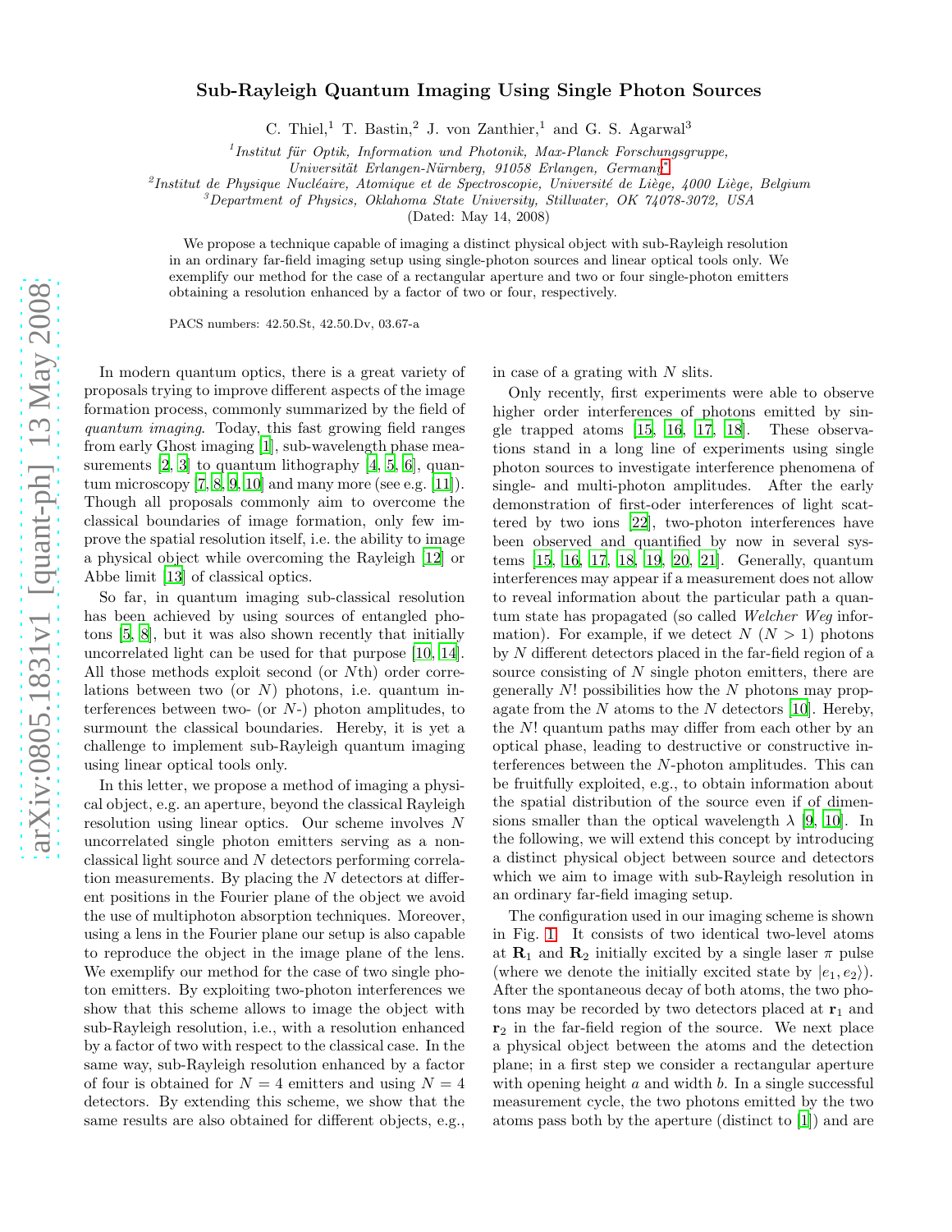# Sub-Rayleigh Quantum Imaging Using Single Photon Sources

C. Thiel,[1] T. Bastin,[2] J. von Zanthier,[1] and G. S. Agarwal[3]

[1] *Institut für Optik, Information und Photonik, Max-Planck Forschungsgruppe, Universität Erlangen-Nürnberg, 91058 Erlangen, Germany**

[2] *Institut de Physique Nucléaire, Atomique et de Spectroscopie, Université de Liège, 4000 Liège, Belgium*

[3] *Department of Physics, Oklahoma State University, Stillwater, OK 74078-3072, USA*

(Dated: May 14, 2008)

We propose a technique capable of imaging a distinct physical object with sub-Rayleigh resolution in an ordinary far-field imaging setup using single-photon sources and linear optical tools only. We exemplify our method for the case of a rectangular aperture and two or four single-photon emitters obtaining a resolution enhanced by a factor of two or four, respectively.

PACS numbers: 42.50.St, 42.50.Dv, 03.67-a

In modern quantum optics, there is a great variety of proposals trying to improve different aspects of the image formation process, commonly summarized by the field of *quantum imaging*. Today, this fast growing field ranges from early Ghost imaging [1], sub-wavelength phase measurements [2, 3] to quantum lithography [4, 5, 6], quantum microscopy [7, 8, 9, 10] and many more (see e.g. [11]). Though all proposals commonly aim to overcome the classical boundaries of image formation, only few improve the spatial resolution itself, i.e. the ability to image a physical object while overcoming the Rayleigh [12] or Abbe limit [13] of classical optics.

So far, in quantum imaging sub-classical resolution has been achieved by using sources of entangled photons [5, 8], but it was also shown recently that initially uncorrelated light can be used for that purpose [10, 14]. All those methods exploit second (or $N$th) order correlations between two (or $N$) photons, i.e. quantum interferences between two- (or $N$-) photon amplitudes, to surmount the classical boundaries. Hereby, it is yet a challenge to implement sub-Rayleigh quantum imaging using linear optical tools only.

In this letter, we propose a method of imaging a physical object, e.g. an aperture, beyond the classical Rayleigh resolution using linear optics. Our scheme involves $N$ uncorrelated single photon emitters serving as a non-classical light source and $N$ detectors performing correlation measurements. By placing the $N$ detectors at different positions in the Fourier plane of the object we avoid the use of multiphoton absorption techniques. Moreover, using a lens in the Fourier plane our setup is also capable to reproduce the object in the image plane of the lens. We exemplify our method for the case of two single photon emitters. By exploiting two-photon interferences we show that this scheme allows to image the object with sub-Rayleigh resolution, i.e., with a resolution enhanced by a factor of two with respect to the classical case. In the same way, sub-Rayleigh resolution enhanced by a factor of four is obtained for $N = 4$ emitters and using $N = 4$ detectors. By extending this scheme, we show that the same results are also obtained for different objects, e.g., in case of a grating with $N$ slits.

Only recently, first experiments were able to observe higher order interferences of photons emitted by single trapped atoms [15, 16, 17, 18]. These observations stand in a long line of experiments using single photon sources to investigate interference phenomena of single- and multi-photon amplitudes. After the early demonstration of first-oder interferences of light scattered by two ions [22], two-photon interferences have been observed and quantified by now in several systems [15, 16, 17, 18, 19, 20, 21]. Generally, quantum interferences may appear if a measurement does not allow to reveal information about the particular path a quantum state has propagated (so called *Welcher Weg* information). For example, if we detect $N$ ($N > 1$) photons by $N$ different detectors placed in the far-field region of a source consisting of $N$ single photon emitters, there are generally $N!$ possibilities how the $N$ photons may propagate from the $N$ atoms to the $N$ detectors [10]. Hereby, the $N!$ quantum paths may differ from each other by an optical phase, leading to destructive or constructive interferences between the $N$-photon amplitudes. This can be fruitfully exploited, e.g., to obtain information about the spatial distribution of the source even if of dimensions smaller than the optical wavelength $\lambda$ [9, 10]. In the following, we will extend this concept by introducing a distinct physical object between source and detectors which we aim to image with sub-Rayleigh resolution in an ordinary far-field imaging setup.

The configuration used in our imaging scheme is shown in Fig. 1. It consists of two identical two-level atoms at $\mathbf{R}_1$ and $\mathbf{R}_2$ initially excited by a single laser $\pi$ pulse (where we denote the initially excited state by $|e_1, e_2\rangle$). After the spontaneous decay of both atoms, the two photons may be recorded by two detectors placed at $\mathbf{r}_1$ and $\mathbf{r}_2$ in the far-field region of the source. We next place a physical object between the atoms and the detection plane; in a first step we consider a rectangular aperture with opening height $a$ and width $b$. In a single successful measurement cycle, the two photons emitted by the two atoms pass both by the aperture (distinct to [1]) and are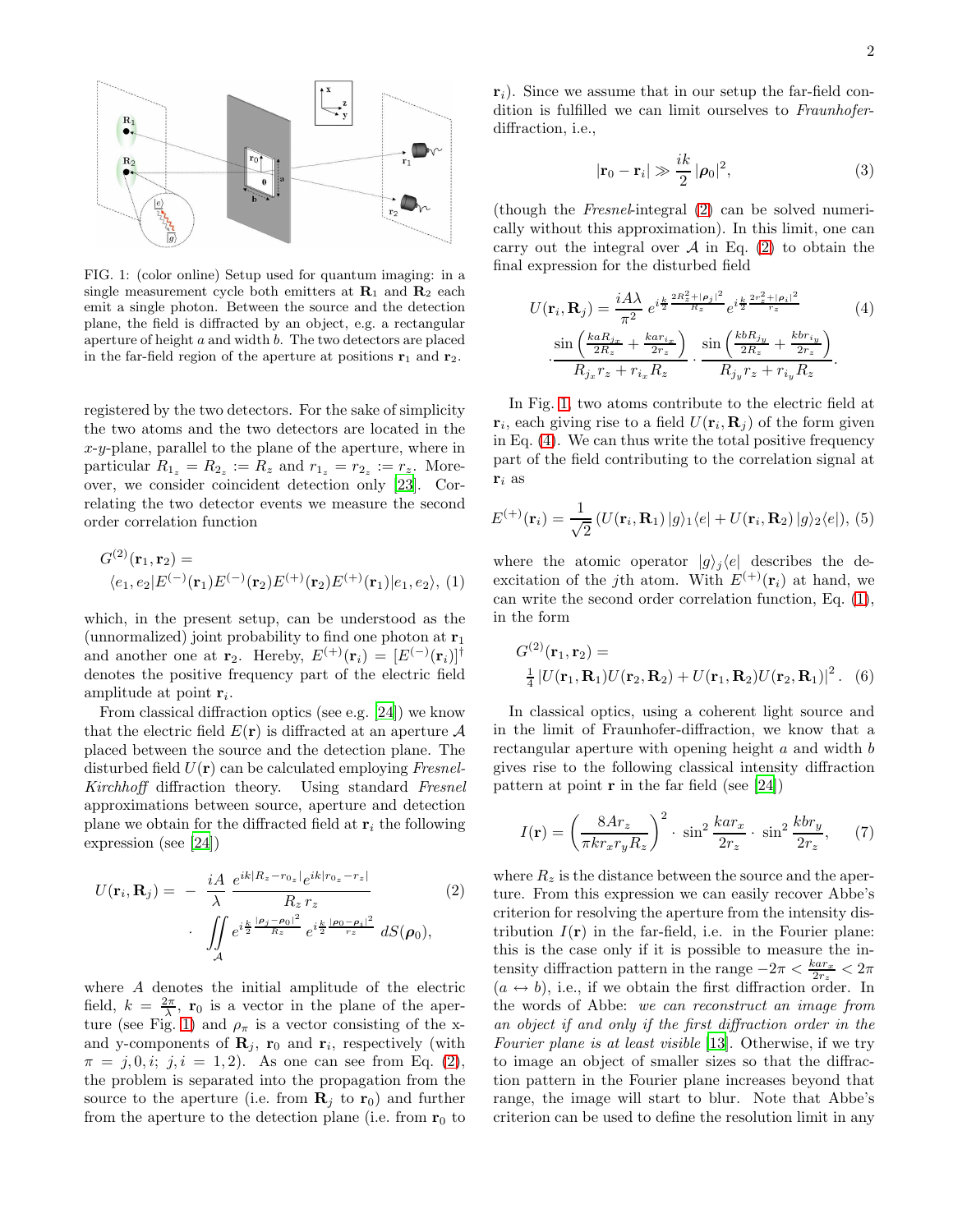FIG. 1: (color online) Setup used for quantum imaging: in a single measurement cycle both emitters at $\mathbf{R}_1$ and $\mathbf{R}_2$ each emit a single photon. Between the source and the detection plane, the field is diffracted by an object, e.g. a rectangular aperture of height $a$ and width $b$. The two detectors are placed in the far-field region of the aperture at positions $\mathbf{r}_1$ and $\mathbf{r}_2$.

registered by the two detectors. For the sake of simplicity the two atoms and the two detectors are located in the $x$-$y$-plane, parallel to the plane of the aperture, where in particular $R_{1_z} = R_{2_z} := R_z$ and $r_{1_z} = r_{2_z} := r_z$. Moreover, we consider coincident detection only [23]. Correlating the two detector events we measure the second order correlation function

$$G^{(2)}(\mathbf{r}_1, \mathbf{r}_2) = \langle e_1, e_2 | E^{(-)}(\mathbf{r}_1) E^{(-)}(\mathbf{r}_2) E^{(+)}(\mathbf{r}_2) E^{(+)}(\mathbf{r}_1) | e_1, e_2 \rangle, \quad (1)$$

which, in the present setup, can be understood as the (unnormalized) joint probability to find one photon at $\mathbf{r}_1$ and another one at $\mathbf{r}_2$. Hereby, $E^{(+)}(\mathbf{r}_i) = [E^{(-)}(\mathbf{r}_i)]^\dagger$ denotes the positive frequency part of the electric field amplitude at point $\mathbf{r}_i$.

From classical diffraction optics (see e.g. [24]) we know that the electric field $E(\mathbf{r})$ is diffracted at an aperture $\mathcal{A}$ placed between the source and the detection plane. The disturbed field $U(\mathbf{r})$ can be calculated employing *Fresnel-Kirchhoff* diffraction theory. Using standard *Fresnel* approximations between source, aperture and detection plane we obtain for the diffracted field at $\mathbf{r}_i$ the following expression (see [24])

$$U(\mathbf{r}_i, \mathbf{R}_j) = -\frac{iA}{\lambda} \frac{e^{ik|R_z - r_{0_z}|} e^{ik|r_{0_z} - r_z|}}{R_z \, r_z} \cdot \iint_{\mathcal{A}} e^{i\frac{k}{2}\frac{|\rho_j - \rho_0|^2}{R_z}} e^{i\frac{k}{2}\frac{|\rho_0 - \rho_i|^2}{r_z}} \, dS(\boldsymbol{\rho}_0), \quad (2)$$

where $A$ denotes the initial amplitude of the electric field, $k = \frac{2\pi}{\lambda}$, $\mathbf{r}_0$ is a vector in the plane of the aperture (see Fig. 1) and $\rho_\pi$ is a vector consisting of the x- and y-components of $\mathbf{R}_j$, $\mathbf{r}_0$ and $\mathbf{r}_i$, respectively (with $\pi = j, 0, i;\ j, i = 1, 2$). As one can see from Eq. (2), the problem is separated into the propagation from the source to the aperture (i.e. from $\mathbf{R}_j$ to $\mathbf{r}_0$) and further from the aperture to the detection plane (i.e. from $\mathbf{r}_0$ to $\mathbf{r}_i$). Since we assume that in our setup the far-field condition is fulfilled we can limit ourselves to *Fraunhofer*-diffraction, i.e.,

$$|\mathbf{r}_0 - \mathbf{r}_i| \gg \frac{ik}{2} |\boldsymbol{\rho}_0|^2, \quad (3)$$

(though the *Fresnel*-integral (2) can be solved numerically without this approximation). In this limit, one can carry out the integral over $\mathcal{A}$ in Eq. (2) to obtain the final expression for the disturbed field

$$U(\mathbf{r}_i, \mathbf{R}_j) = \frac{iA\lambda}{\pi^2} e^{i\frac{k}{2}\frac{2R_z^2 + |\rho_j|^2}{R_z}} e^{i\frac{k}{2}\frac{2r_z^2 + |\rho_i|^2}{r_z}} \cdot \frac{\sin\left(\frac{kaR_{j_x}}{2R_z} + \frac{kar_{i_x}}{2r_z}\right)}{R_{j_x} r_z + r_{i_x} R_z} \cdot \frac{\sin\left(\frac{kbR_{j_y}}{2R_z} + \frac{kbr_{i_y}}{2r_z}\right)}{R_{j_y} r_z + r_{i_y} R_z}. \quad (4)$$

In Fig. 1, two atoms contribute to the electric field at $\mathbf{r}_i$, each giving rise to a field $U(\mathbf{r}_i, \mathbf{R}_j)$ of the form given in Eq. (4). We can thus write the total positive frequency part of the field contributing to the correlation signal at $\mathbf{r}_i$ as

$$E^{(+)}(\mathbf{r}_i) = \frac{1}{\sqrt{2}} \left( U(\mathbf{r}_i, \mathbf{R}_1) \, |g\rangle_1 \langle e| + U(\mathbf{r}_i, \mathbf{R}_2) \, |g\rangle_2 \langle e| \right), \quad (5)$$

where the atomic operator $|g\rangle_j \langle e|$ describes the deexcitation of the $j$th atom. With $E^{(+)}(\mathbf{r}_i)$ at hand, we can write the second order correlation function, Eq. (1), in the form

$$G^{(2)}(\mathbf{r}_1, \mathbf{r}_2) = \tfrac{1}{4} \left| U(\mathbf{r}_1, \mathbf{R}_1) U(\mathbf{r}_2, \mathbf{R}_2) + U(\mathbf{r}_1, \mathbf{R}_2) U(\mathbf{r}_2, \mathbf{R}_1) \right|^2. \quad (6)$$

In classical optics, using a coherent light source and in the limit of Fraunhofer-diffraction, we know that a rectangular aperture with opening height $a$ and width $b$ gives rise to the following classical intensity diffraction pattern at point $\mathbf{r}$ in the far field (see [24])

$$I(\mathbf{r}) = \left( \frac{8Ar_z}{\pi k r_x r_y R_z} \right)^2 \cdot \sin^2 \frac{kar_x}{2r_z} \cdot \sin^2 \frac{kbr_y}{2r_z}, \quad (7)$$

where $R_z$ is the distance between the source and the aperture. From this expression we can easily recover Abbe's criterion for resolving the aperture from the intensity distribution $I(\mathbf{r})$ in the far-field, i.e. in the Fourier plane: this is the case only if it is possible to measure the intensity diffraction pattern in the range $-2\pi < \frac{kar_x}{2r_z} < 2\pi$ ($a \leftrightarrow b$), i.e., if we obtain the first diffraction order. In the words of Abbe: *we can reconstruct an image from an object if and only if the first diffraction order in the Fourier plane is at least visible* [13]. Otherwise, if we try to image an object of smaller sizes so that the diffraction pattern in the Fourier plane increases beyond that range, the image will start to blur. Note that Abbe's criterion can be used to define the resolution limit in any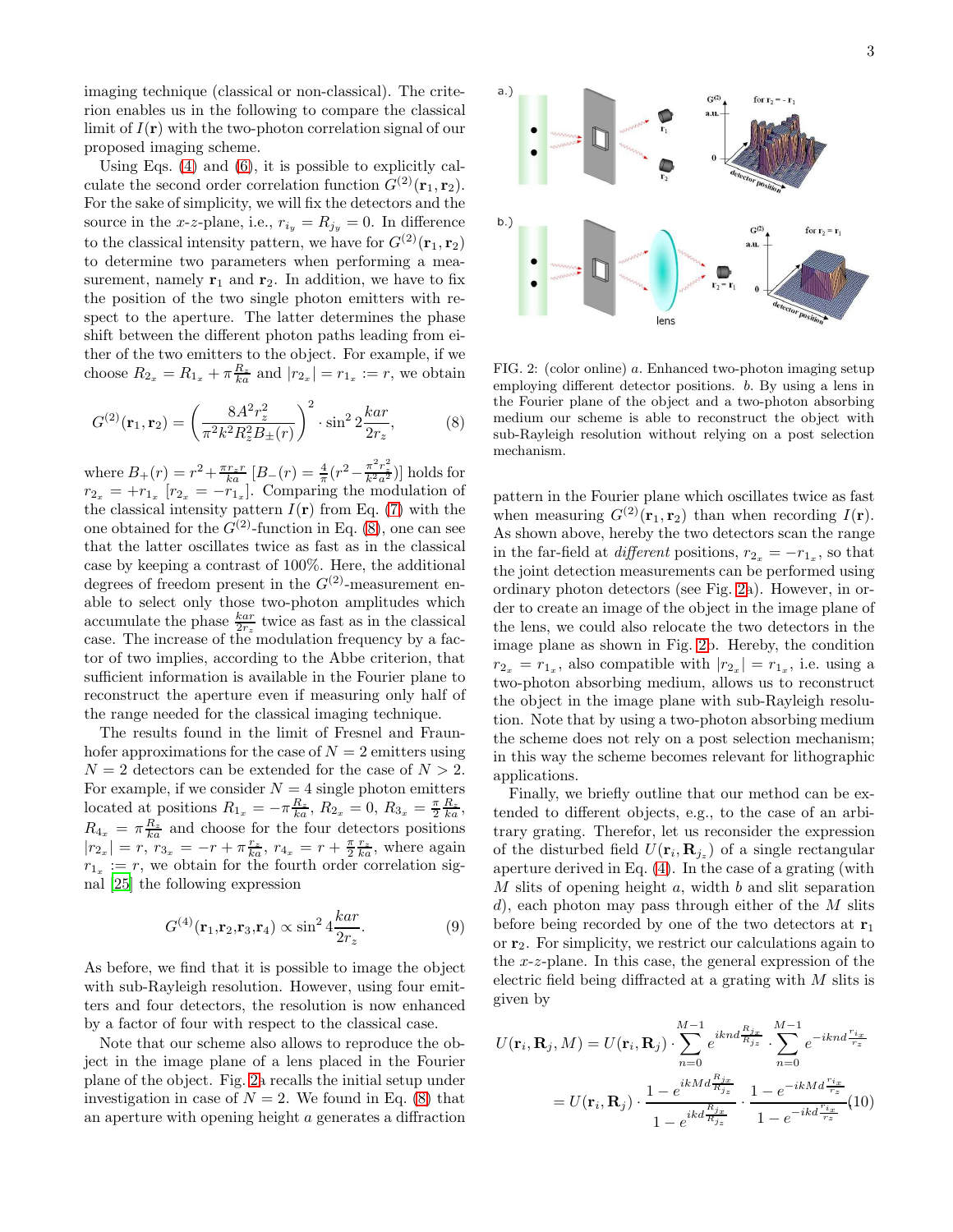imaging technique (classical or non-classical). The criterion enables us in the following to compare the classical limit of $I(\mathbf{r})$ with the two-photon correlation signal of our proposed imaging scheme.

Using Eqs. (4) and (6), it is possible to explicitly calculate the second order correlation function $G^{(2)}(\mathbf{r}_1, \mathbf{r}_2)$. For the sake of simplicity, we will fix the detectors and the source in the $x$-$z$-plane, i.e., $r_{i_y} = R_{j_y} = 0$. In difference to the classical intensity pattern, we have for $G^{(2)}(\mathbf{r}_1, \mathbf{r}_2)$ to determine two parameters when performing a measurement, namely $\mathbf{r}_1$ and $\mathbf{r}_2$. In addition, we have to fix the position of the two single photon emitters with respect to the aperture. The latter determines the phase shift between the different photon paths leading from either of the two emitters to the object. For example, if we choose $R_{2_x} = R_{1_x} + \pi \frac{R_z}{ka}$ and $|r_{2_x}| = r_{1_x} := r$, we obtain

$$G^{(2)}(\mathbf{r}_1, \mathbf{r}_2) = \left( \frac{8A^2 r_z^2}{\pi^2 k^2 R_z^2 B_{\pm}(r)} \right)^2 \cdot \sin^2 2\frac{kar}{2r_z}, \tag{8}$$

where $B_+(r) = r^2 + \frac{\pi r_z r}{ka}$ $[B_-(r) = \frac{4}{\pi}(r^2 - \frac{\pi^2 r_z^2}{k^2 a^2})]$ holds for $r_{2_x} = +r_{1_x}$ $[r_{2_x} = -r_{1_x}]$. Comparing the modulation of the classical intensity pattern $I(\mathbf{r})$ from Eq. (7) with the one obtained for the $G^{(2)}$-function in Eq. (8), one can see that the latter oscillates twice as fast as in the classical case by keeping a contrast of 100%. Here, the additional degrees of freedom present in the $G^{(2)}$-measurement enable us to select only those two-photon amplitudes which accumulate the phase $\frac{kar}{2r_z}$ twice as fast as in the classical case. The increase of the modulation frequency by a factor of two implies, according to the Abbe criterion, that sufficient information is available in the Fourier plane to reconstruct the aperture even if measuring only half of the range needed for the classical imaging technique.

The results found in the limit of Fresnel and Fraunhofer approximations for the case of $N = 2$ emitters using $N = 2$ detectors can be extended for the case of $N > 2$. For example, if we consider $N = 4$ single photon emitters located at positions $R_{1_x} = -\pi \frac{R_z}{ka}$, $R_{2_x} = 0$, $R_{3_x} = \frac{\pi}{2} \frac{R_z}{ka}$, $R_{4_x} = \pi \frac{R_z}{ka}$ and choose for the four detectors positions $|r_{2_x}| = r$, $r_{3_x} = -r + \pi \frac{r_z}{ka}$, $r_{4_x} = r + \frac{\pi}{2} \frac{r_z}{ka}$, where again $r_{1_x} := r$, we obtain for the fourth order correlation signal [25] the following expression

$$G^{(4)}(\mathbf{r}_1, \mathbf{r}_2, \mathbf{r}_3, \mathbf{r}_4) \propto \sin^2 4\frac{kar}{2r_z}. \tag{9}$$

As before, we find that it is possible to image the object with sub-Rayleigh resolution. However, using four emitters and four detectors, the resolution is now enhanced by a factor of four with respect to the classical case.

Note that our scheme also allows to reproduce the object in the image plane of a lens placed in the Fourier plane of the object. Fig. 2a recalls the initial setup under investigation in case of $N = 2$. We found in Eq. (8) that an aperture with opening height $a$ generates a diffraction pattern in the Fourier plane which oscillates twice as fast when measuring $G^{(2)}(\mathbf{r}_1, \mathbf{r}_2)$ than when recording $I(\mathbf{r})$. As shown above, hereby the two detectors scan the range in the far-field at *different* positions, $r_{2_x} = -r_{1_x}$, so that the joint detection measurements can be performed using ordinary photon detectors (see Fig. 2a). However, in order to create an image of the object in the image plane of the lens, we could also relocate the two detectors in the image plane as shown in Fig. 2b. Hereby, the condition $r_{2_x} = r_{1_x}$, also compatible with $|r_{2_x}| = r_{1_x}$, i.e. using a two-photon absorbing medium, allows us to reconstruct the object in the image plane with sub-Rayleigh resolution. Note that by using a two-photon absorbing medium the scheme does not rely on a post selection mechanism; in this way the scheme becomes relevant for lithographic applications.

FIG. 2: (color online) *a*. Enhanced two-photon imaging setup employing different detector positions. *b*. By using a lens in the Fourier plane of the object and a two-photon absorbing medium our scheme is able to reconstruct the object with sub-Rayleigh resolution without relying on a post selection mechanism.

Finally, we briefly outline that our method can be extended to different objects, e.g., to the case of an arbitrary grating. Therefor, let us reconsider the expression of the disturbed field $U(\mathbf{r}_i, \mathbf{R}_{j_z})$ of a single rectangular aperture derived in Eq. (4). In the case of a grating (with $M$ slits of opening height $a$, width $b$ and slit separation $d$), each photon may pass through either of the $M$ slits before being recorded by one of the two detectors at $\mathbf{r}_1$ or $\mathbf{r}_2$. For simplicity, we restrict our calculations again to the $x$-$z$-plane. In this case, the general expression of the electric field being diffracted at a grating with $M$ slits is given by

$$\begin{aligned} U(\mathbf{r}_i, \mathbf{R}_j, M) &= U(\mathbf{r}_i, \mathbf{R}_j) \cdot \sum_{n=0}^{M-1} e^{iknd\frac{R_{j_x}}{R_{j_z}}} \cdot \sum_{n=0}^{M-1} e^{-iknd\frac{r_{i_x}}{r_z}} \\ &= U(\mathbf{r}_i, \mathbf{R}_j) \cdot \frac{1 - e^{ikMd\frac{R_{j_x}}{R_{j_z}}}}{1 - e^{ikd\frac{R_{j_x}}{R_{j_z}}}} \cdot \frac{1 - e^{-ikMd\frac{r_{i_x}}{r_z}}}{1 - e^{-ikd\frac{r_{i_x}}{r_z}}} \end{aligned} \tag{10}$$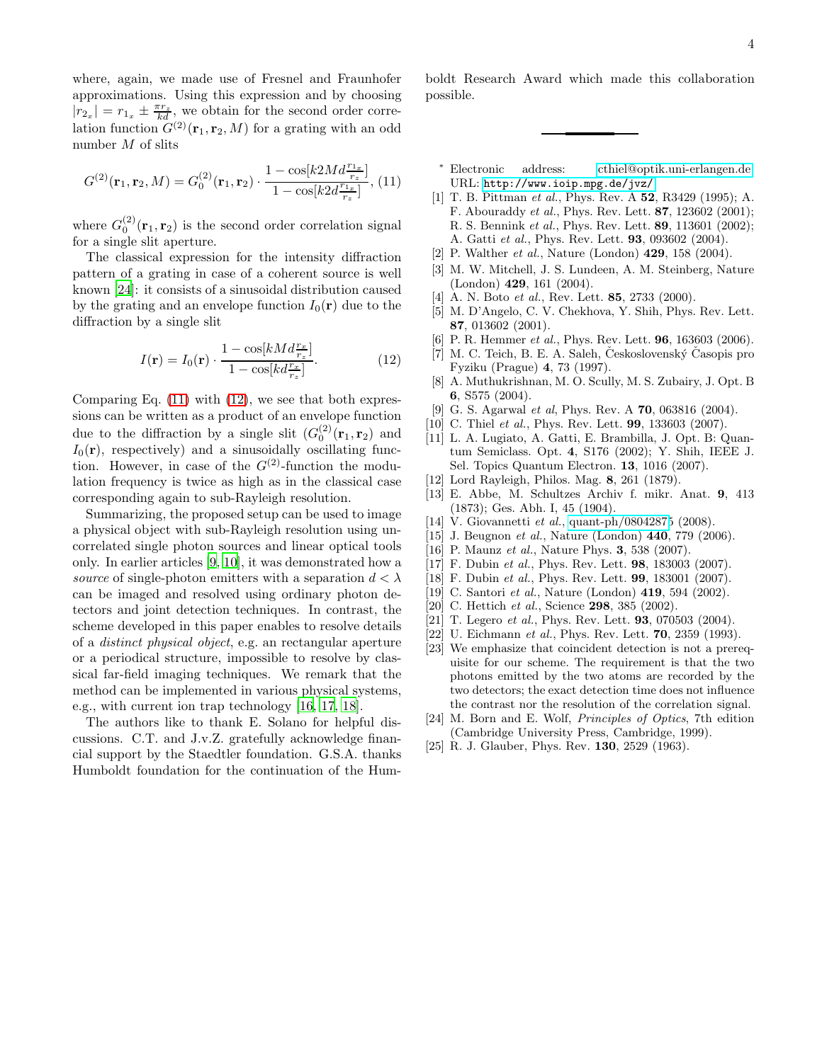where, again, we made use of Fresnel and Fraunhofer approximations. Using this expression and by choosing $|r_{2_x}| = r_{1_x} \pm \frac{\pi r_z}{kd}$, we obtain for the second order correlation function $G^{(2)}(\mathbf{r}_1, \mathbf{r}_2, M)$ for a grating with an odd number $M$ of slits

$$G^{(2)}(\mathbf{r}_1, \mathbf{r}_2, M) = G_0^{(2)}(\mathbf{r}_1, \mathbf{r}_2) \cdot \frac{1 - \cos[k2Md\frac{r_{1_x}}{r_z}]}{1 - \cos[k2d\frac{r_{1_x}}{r_z}]}, \quad (11)$$

where $G_0^{(2)}(\mathbf{r}_1, \mathbf{r}_2)$ is the second order correlation signal for a single slit aperture.

The classical expression for the intensity diffraction pattern of a grating in case of a coherent source is well known [24]: it consists of a sinusoidal distribution caused by the grating and an envelope function $I_0(\mathbf{r})$ due to the diffraction by a single slit

$$I(\mathbf{r}) = I_0(\mathbf{r}) \cdot \frac{1 - \cos[kMd\frac{r_x}{r_z}]}{1 - \cos[kd\frac{r_x}{r_z}]}. \quad (12)$$

Comparing Eq. (11) with (12), we see that both expressions can be written as a product of an envelope function due to the diffraction by a single slit ($G_0^{(2)}(\mathbf{r}_1, \mathbf{r}_2)$ and $I_0(\mathbf{r})$, respectively) and a sinusoidally oscillating function. However, in case of the $G^{(2)}$-function the modulation frequency is twice as high as in the classical case corresponding again to sub-Rayleigh resolution.

Summarizing, the proposed setup can be used to image a physical object with sub-Rayleigh resolution using uncorrelated single photon sources and linear optical tools only. In earlier articles [9, 10], it was demonstrated how a *source* of single-photon emitters with a separation $d < \lambda$ can be imaged and resolved using ordinary photon detectors and joint detection techniques. In contrast, the scheme developed in this paper enables to resolve details of a *distinct physical object*, e.g. an rectangular aperture or a periodical structure, impossible to resolve by classical far-field imaging techniques. We remark that the method can be implemented in various physical systems, e.g., with current ion trap technology [16, 17, 18].

The authors like to thank E. Solano for helpful discussions. C.T. and J.v.Z. gratefully acknowledge financial support by the Staedtler foundation. G.S.A. thanks Humboldt foundation for the continuation of the Humboldt Research Award which made this collaboration possible.

---

* Electronic address: cthiel@optik.uni-erlangen.de
URL: http://www.ioip.mpg.de/jvz/

[1] T. B. Pittman *et al.*, Phys. Rev. A **52**, R3429 (1995); A. F. Abouraddy *et al.*, Phys. Rev. Lett. **87**, 123602 (2001); R. S. Bennink *et al.*, Phys. Rev. Lett. **89**, 113601 (2002); A. Gatti *et al.*, Phys. Rev. Lett. **93**, 093602 (2004).

[2] P. Walther *et al.*, Nature (London) **429**, 158 (2004).

[3] M. W. Mitchell, J. S. Lundeen, A. M. Steinberg, Nature (London) **429**, 161 (2004).

[4] A. N. Boto *et al.*, Rev. Lett. **85**, 2733 (2000).

[5] M. D'Angelo, C. V. Chekhova, Y. Shih, Phys. Rev. Lett. **87**, 013602 (2001).

[6] P. R. Hemmer *et al.*, Phys. Rev. Lett. **96**, 163603 (2006).

[7] M. C. Teich, B. E. A. Saleh, Československý Časopis pro Fyziku (Prague) **4**, 73 (1997).

[8] A. Muthukrishnan, M. O. Scully, M. S. Zubairy, J. Opt. B **6**, S575 (2004).

[9] G. S. Agarwal *et al*, Phys. Rev. A **70**, 063816 (2004).

[10] C. Thiel *et al.*, Phys. Rev. Lett. **99**, 133603 (2007).

[11] L. A. Lugiato, A. Gatti, E. Brambilla, J. Opt. B: Quantum Semiclass. Opt. **4**, S176 (2002); Y. Shih, IEEE J. Sel. Topics Quantum Electron. **13**, 1016 (2007).

[12] Lord Rayleigh, Philos. Mag. **8**, 261 (1879).

[13] E. Abbe, M. Schultzes Archiv f. mikr. Anat. **9**, 413 (1873); Ges. Abh. I, 45 (1904).

[14] V. Giovannetti *et al.*, quant-ph/08042875 (2008).

[15] J. Beugnon *et al.*, Nature (London) **440**, 779 (2006).

[16] P. Maunz *et al.*, Nature Phys. **3**, 538 (2007).

[17] F. Dubin *et al.*, Phys. Rev. Lett. **98**, 183003 (2007).

[18] F. Dubin *et al.*, Phys. Rev. Lett. **99**, 183001 (2007).

[19] C. Santori *et al.*, Nature (London) **419**, 594 (2002).

[20] C. Hettich *et al.*, Science **298**, 385 (2002).

[21] T. Legero *et al.*, Phys. Rev. Lett. **93**, 070503 (2004).

[22] U. Eichmann *et al.*, Phys. Rev. Lett. **70**, 2359 (1993).

[23] We emphasize that coincident detection is not a prerequisite for our scheme. The requirement is that the two photons emitted by the two atoms are recorded by the two detectors; the exact detection time does not influence the contrast nor the resolution of the correlation signal.

[24] M. Born and E. Wolf, *Principles of Optics*, 7th edition (Cambridge University Press, Cambridge, 1999).

[25] R. J. Glauber, Phys. Rev. **130**, 2529 (1963).